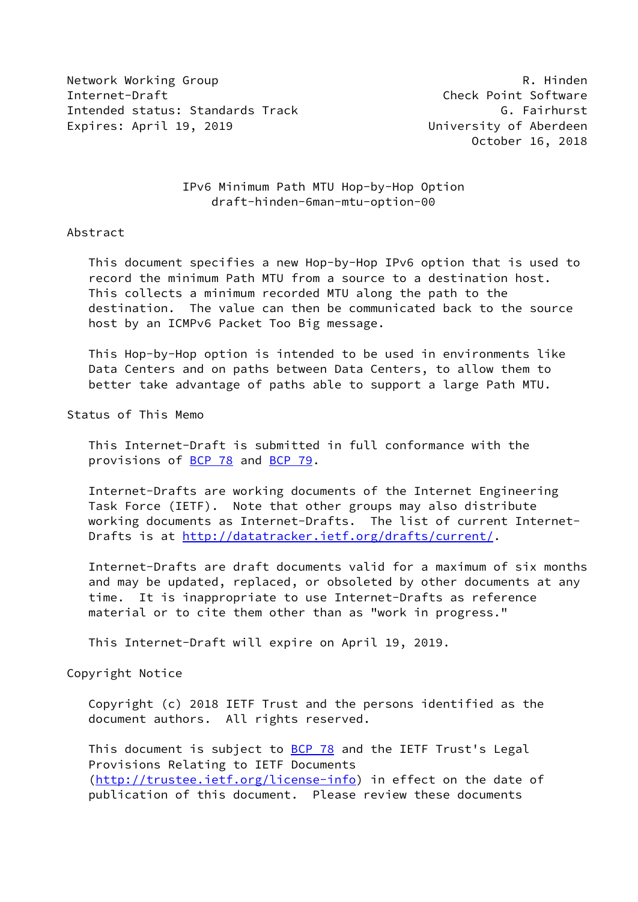Network Working Group R. Hinden
Internet-Draft Check Point Software
Intended status: Standards Track G. Fairhurst
Expires: April 19, 2019 University of Aberdeen
October 16, 2018

# IPv6 Minimum Path MTU Hop-by-Hop Option
draft-hinden-6man-mtu-option-00

## Abstract

This document specifies a new Hop-by-Hop IPv6 option that is used to record the minimum Path MTU from a source to a destination host. This collects a minimum recorded MTU along the path to the destination. The value can then be communicated back to the source host by an ICMPv6 Packet Too Big message.

This Hop-by-Hop option is intended to be used in environments like Data Centers and on paths between Data Centers, to allow them to better take advantage of paths able to support a large Path MTU.

## Status of This Memo

This Internet-Draft is submitted in full conformance with the provisions of BCP 78 and BCP 79.

Internet-Drafts are working documents of the Internet Engineering Task Force (IETF). Note that other groups may also distribute working documents as Internet-Drafts. The list of current Internet-Drafts is at http://datatracker.ietf.org/drafts/current/.

Internet-Drafts are draft documents valid for a maximum of six months and may be updated, replaced, or obsoleted by other documents at any time. It is inappropriate to use Internet-Drafts as reference material or to cite them other than as "work in progress."

This Internet-Draft will expire on April 19, 2019.

## Copyright Notice

Copyright (c) 2018 IETF Trust and the persons identified as the document authors. All rights reserved.

This document is subject to BCP 78 and the IETF Trust's Legal Provisions Relating to IETF Documents (http://trustee.ietf.org/license-info) in effect on the date of publication of this document. Please review these documents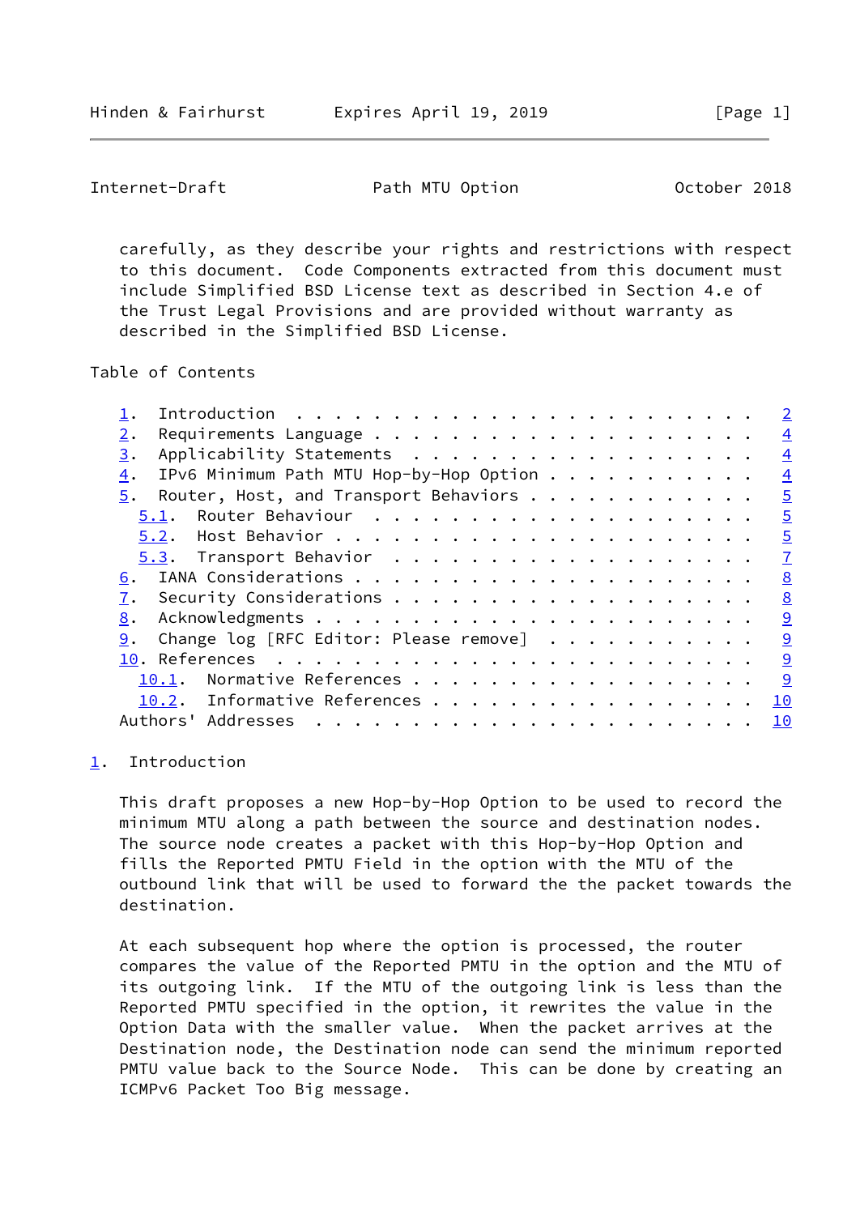carefully, as they describe your rights and restrictions with respect to this document. Code Components extracted from this document must include Simplified BSD License text as described in Section 4.e of the Trust Legal Provisions and are provided without warranty as described in the Simplified BSD License.

Table of Contents

- 1. Introduction . . . . . . . . . . . . . . . . . . . . . . . . 2
- 2. Requirements Language . . . . . . . . . . . . . . . . . . . . 4
- 3. Applicability Statements . . . . . . . . . . . . . . . . . . 4
- 4. IPv6 Minimum Path MTU Hop-by-Hop Option . . . . . . . . . . . 4
- 5. Router, Host, and Transport Behaviors . . . . . . . . . . . . 5
  - 5.1. Router Behaviour . . . . . . . . . . . . . . . . . . . . 5
  - 5.2. Host Behavior . . . . . . . . . . . . . . . . . . . . . . 5
  - 5.3. Transport Behavior . . . . . . . . . . . . . . . . . . . 7
- 6. IANA Considerations . . . . . . . . . . . . . . . . . . . . . 8
- 7. Security Considerations . . . . . . . . . . . . . . . . . . . 8
- 8. Acknowledgments . . . . . . . . . . . . . . . . . . . . . . . 9
- 9. Change log [RFC Editor: Please remove] . . . . . . . . . . . 9
- 10. References . . . . . . . . . . . . . . . . . . . . . . . . . 9
  - 10.1. Normative References . . . . . . . . . . . . . . . . . . 9
  - 10.2. Informative References . . . . . . . . . . . . . . . . . 10
- Authors' Addresses . . . . . . . . . . . . . . . . . . . . . . . 10

## 1. Introduction

This draft proposes a new Hop-by-Hop Option to be used to record the minimum MTU along a path between the source and destination nodes. The source node creates a packet with this Hop-by-Hop Option and fills the Reported PMTU Field in the option with the MTU of the outbound link that will be used to forward the the packet towards the destination.

At each subsequent hop where the option is processed, the router compares the value of the Reported PMTU in the option and the MTU of its outgoing link. If the MTU of the outgoing link is less than the Reported PMTU specified in the option, it rewrites the value in the Option Data with the smaller value. When the packet arrives at the Destination node, the Destination node can send the minimum reported PMTU value back to the Source Node. This can be done by creating an ICMPv6 Packet Too Big message.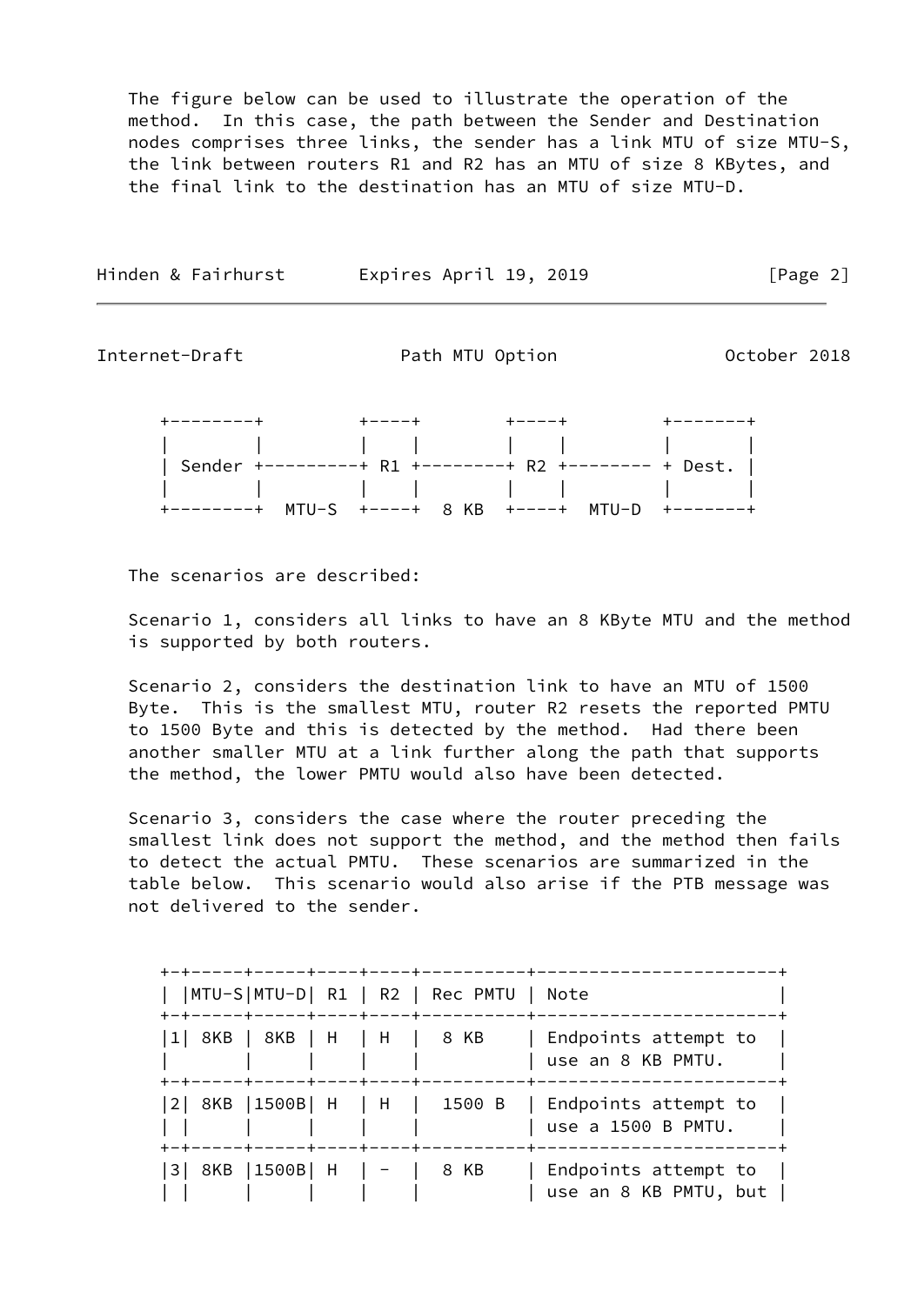The figure below can be used to illustrate the operation of the method. In this case, the path between the Sender and Destination nodes comprises three links, the sender has a link MTU of size MTU-S, the link between routers R1 and R2 has an MTU of size 8 KBytes, and the final link to the destination has an MTU of size MTU-D.

```
 +--------+         +----+        +----+         +-------+
 |        |         |    |        |    |         |       |
 | Sender +---------+ R1 +--------+ R2 +-------- + Dest. |
 |        |         |    |        |    |         |       |
 +--------+  MTU-S  +----+  8 KB  +----+  MTU-D  +-------+
```

The scenarios are described:

Scenario 1, considers all links to have an 8 KByte MTU and the method is supported by both routers.

Scenario 2, considers the destination link to have an MTU of 1500 Byte. This is the smallest MTU, router R2 resets the reported PMTU to 1500 Byte and this is detected by the method. Had there been another smaller MTU at a link further along the path that supports the method, the lower PMTU would also have been detected.

Scenario 3, considers the case where the router preceding the smallest link does not support the method, and the method then fails to detect the actual PMTU. These scenarios are summarized in the table below. This scenario would also arise if the PTB message was not delivered to the sender.

| | MTU-S | MTU-D | R1 | R2 | Rec PMTU | Note |
|---|---|---|---|---|---|---|
| 1 | 8KB | 8KB | H | H | 8 KB | Endpoints attempt to use an 8 KB PMTU. |
| 2 | 8KB | 1500B | H | H | 1500 B | Endpoints attempt to use a 1500 B PMTU. |
| 3 | 8KB | 1500B | H | - | 8 KB | Endpoints attempt to use an 8 KB PMTU, but |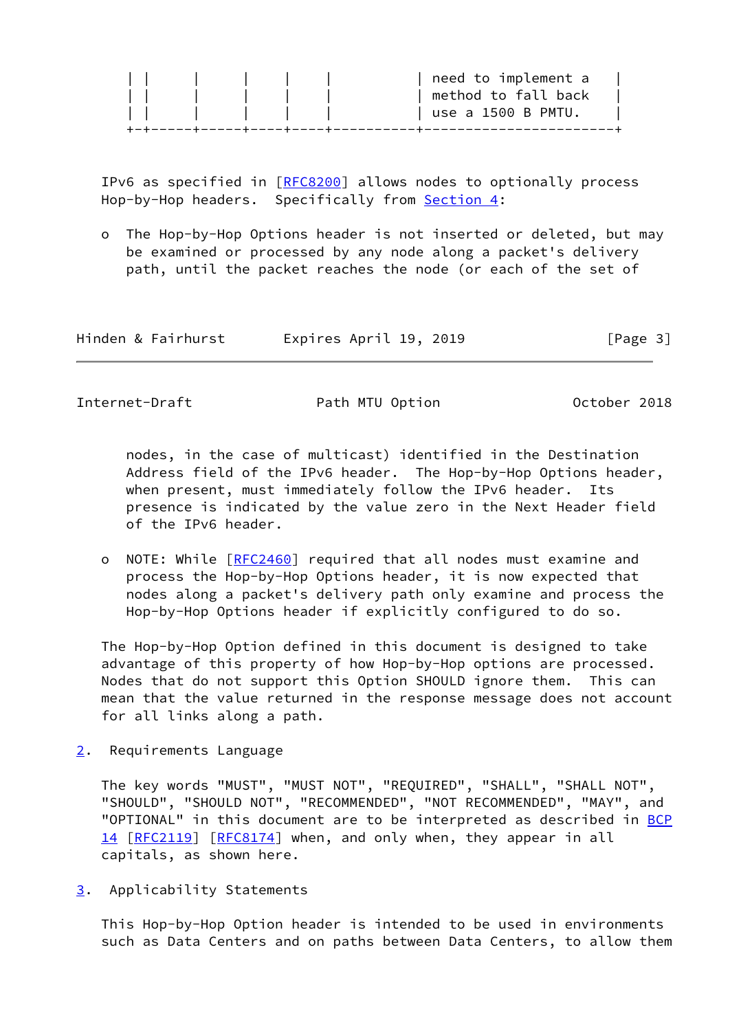| | | | | | | need to implement a method to fall back use a 1500 B PMTU. |
|---|---|---|---|---|---|---|
| | | | | | | |

IPv6 as specified in [RFC8200] allows nodes to optionally process Hop-by-Hop headers. Specifically from Section 4:

- The Hop-by-Hop Options header is not inserted or deleted, but may be examined or processed by any node along a packet's delivery path, until the packet reaches the node (or each of the set of nodes, in the case of multicast) identified in the Destination Address field of the IPv6 header. The Hop-by-Hop Options header, when present, must immediately follow the IPv6 header. Its presence is indicated by the value zero in the Next Header field of the IPv6 header.

- NOTE: While [RFC2460] required that all nodes must examine and process the Hop-by-Hop Options header, it is now expected that nodes along a packet's delivery path only examine and process the Hop-by-Hop Options header if explicitly configured to do so.

The Hop-by-Hop Option defined in this document is designed to take advantage of this property of how Hop-by-Hop options are processed. Nodes that do not support this Option SHOULD ignore them. This can mean that the value returned in the response message does not account for all links along a path.

## 2. Requirements Language

The key words "MUST", "MUST NOT", "REQUIRED", "SHALL", "SHALL NOT", "SHOULD", "SHOULD NOT", "RECOMMENDED", "NOT RECOMMENDED", "MAY", and "OPTIONAL" in this document are to be interpreted as described in BCP 14 [RFC2119] [RFC8174] when, and only when, they appear in all capitals, as shown here.

## 3. Applicability Statements

This Hop-by-Hop Option header is intended to be used in environments such as Data Centers and on paths between Data Centers, to allow them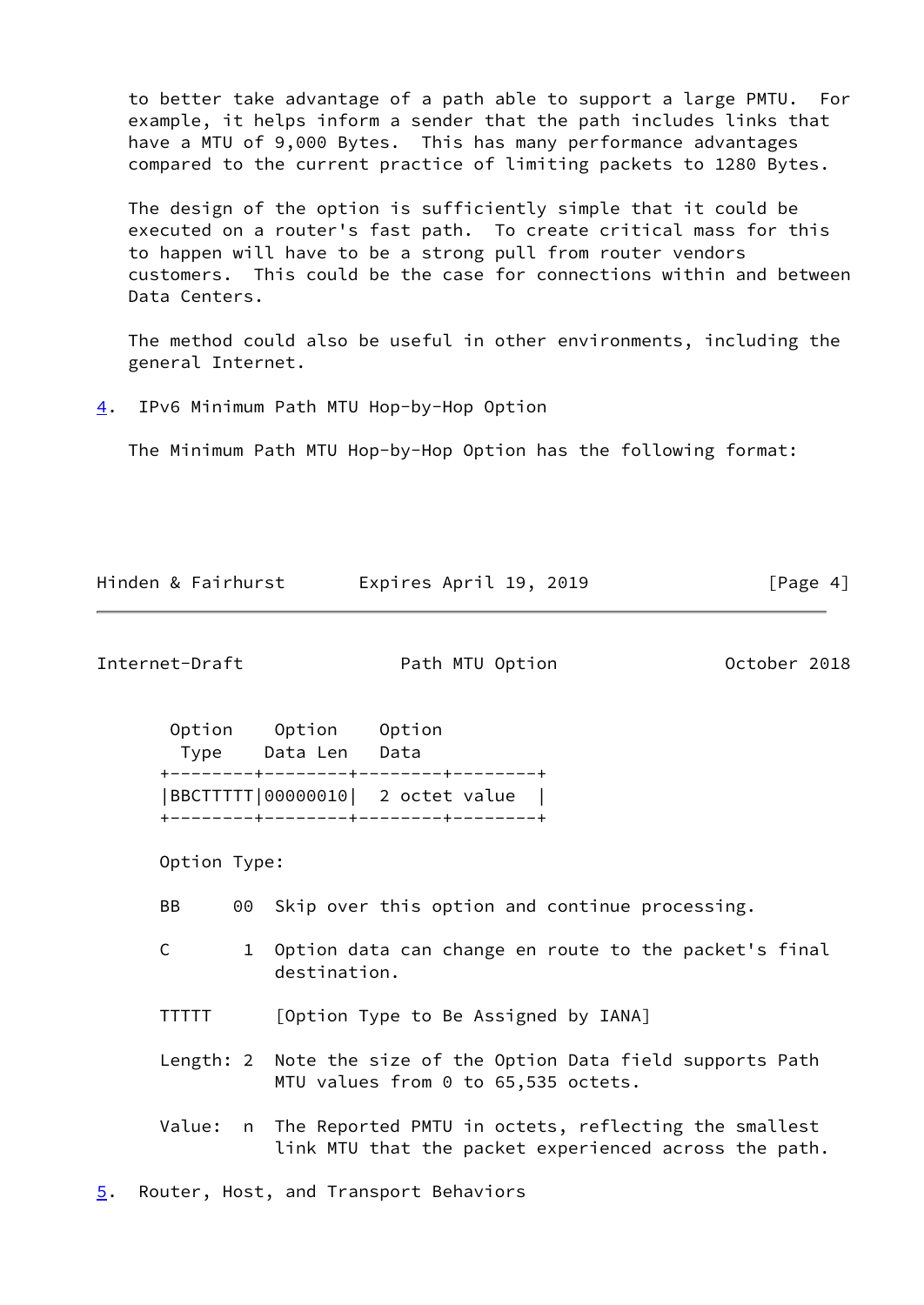to better take advantage of a path able to support a large PMTU. For example, it helps inform a sender that the path includes links that have a MTU of 9,000 Bytes. This has many performance advantages compared to the current practice of limiting packets to 1280 Bytes.

The design of the option is sufficiently simple that it could be executed on a router's fast path. To create critical mass for this to happen will have to be a strong pull from router vendors customers. This could be the case for connections within and between Data Centers.

The method could also be useful in other environments, including the general Internet.

## 4. IPv6 Minimum Path MTU Hop-by-Hop Option

The Minimum Path MTU Hop-by-Hop Option has the following format:

```
 Option    Option    Option
  Type    Data Len   Data
+--------+--------+--------+--------+
|BBCTTTTT|00000010|  2 octet value  |
+--------+--------+--------+--------+

Option Type:

BB     00  Skip over this option and continue processing.

C       1  Option data can change en route to the packet's final
           destination.

TTTTT      [Option Type to Be Assigned by IANA]

Length: 2  Note the size of the Option Data field supports Path
           MTU values from 0 to 65,535 octets.

Value:  n  The Reported PMTU in octets, reflecting the smallest
           link MTU that the packet experienced across the path.
```

## 5. Router, Host, and Transport Behaviors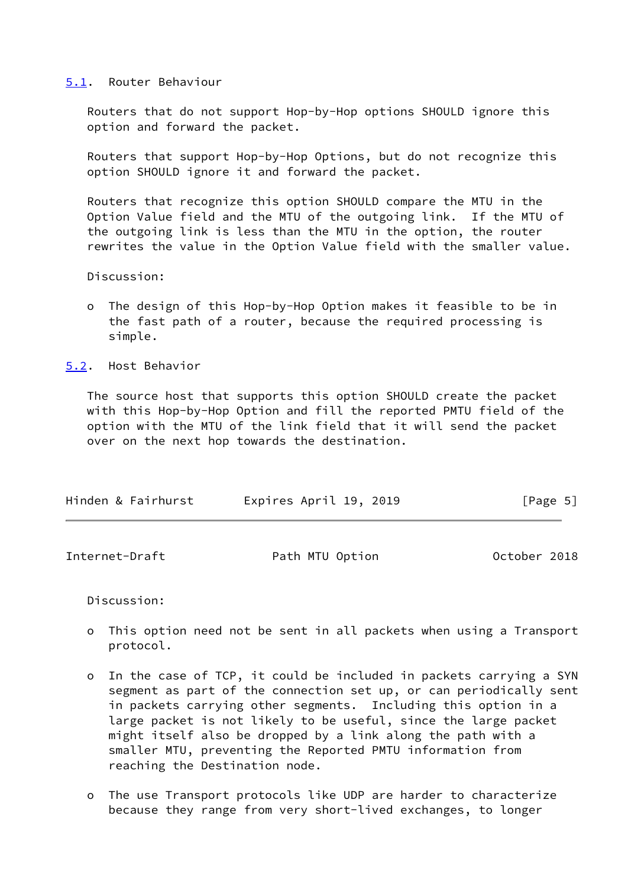### 5.1. Router Behaviour

Routers that do not support Hop-by-Hop options SHOULD ignore this option and forward the packet.

Routers that support Hop-by-Hop Options, but do not recognize this option SHOULD ignore it and forward the packet.

Routers that recognize this option SHOULD compare the MTU in the Option Value field and the MTU of the outgoing link. If the MTU of the outgoing link is less than the MTU in the option, the router rewrites the value in the Option Value field with the smaller value.

Discussion:

- The design of this Hop-by-Hop Option makes it feasible to be in the fast path of a router, because the required processing is simple.

### 5.2. Host Behavior

The source host that supports this option SHOULD create the packet with this Hop-by-Hop Option and fill the reported PMTU field of the option with the MTU of the link field that it will send the packet over on the next hop towards the destination.

Discussion:

- This option need not be sent in all packets when using a Transport protocol.

- In the case of TCP, it could be included in packets carrying a SYN segment as part of the connection set up, or can periodically sent in packets carrying other segments. Including this option in a large packet is not likely to be useful, since the large packet might itself also be dropped by a link along the path with a smaller MTU, preventing the Reported PMTU information from reaching the Destination node.

- The use Transport protocols like UDP are harder to characterize because they range from very short-lived exchanges, to longer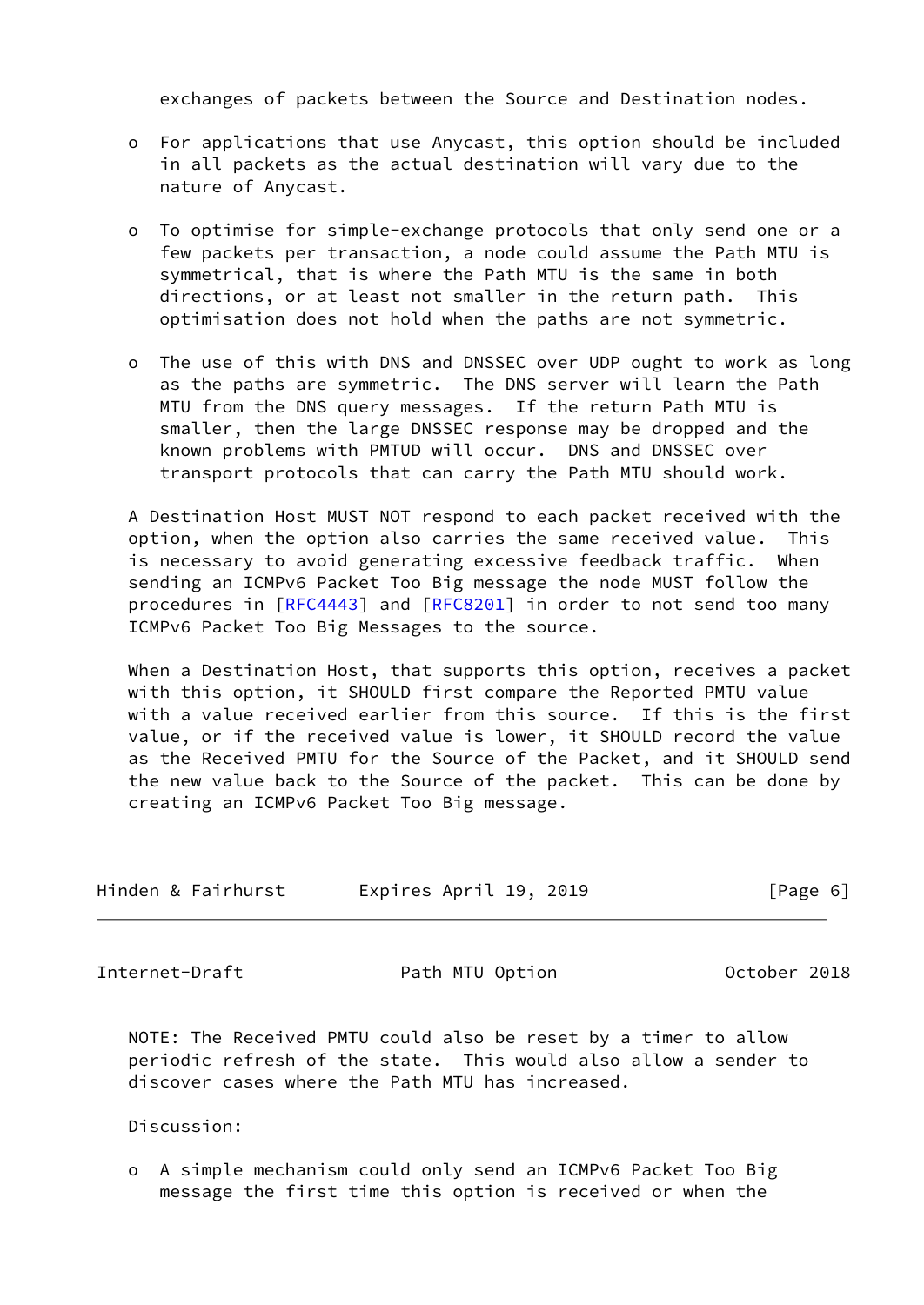exchanges of packets between the Source and Destination nodes.

- For applications that use Anycast, this option should be included in all packets as the actual destination will vary due to the nature of Anycast.

- To optimise for simple-exchange protocols that only send one or a few packets per transaction, a node could assume the Path MTU is symmetrical, that is where the Path MTU is the same in both directions, or at least not smaller in the return path. This optimisation does not hold when the paths are not symmetric.

- The use of this with DNS and DNSSEC over UDP ought to work as long as the paths are symmetric. The DNS server will learn the Path MTU from the DNS query messages. If the return Path MTU is smaller, then the large DNSSEC response may be dropped and the known problems with PMTUD will occur. DNS and DNSSEC over transport protocols that can carry the Path MTU should work.

A Destination Host MUST NOT respond to each packet received with the option, when the option also carries the same received value. This is necessary to avoid generating excessive feedback traffic. When sending an ICMPv6 Packet Too Big message the node MUST follow the procedures in [RFC4443] and [RFC8201] in order to not send too many ICMPv6 Packet Too Big Messages to the source.

When a Destination Host, that supports this option, receives a packet with this option, it SHOULD first compare the Reported PMTU value with a value received earlier from this source. If this is the first value, or if the received value is lower, it SHOULD record the value as the Received PMTU for the Source of the Packet, and it SHOULD send the new value back to the Source of the packet. This can be done by creating an ICMPv6 Packet Too Big message.

NOTE: The Received PMTU could also be reset by a timer to allow periodic refresh of the state. This would also allow a sender to discover cases where the Path MTU has increased.

Discussion:

- A simple mechanism could only send an ICMPv6 Packet Too Big message the first time this option is received or when the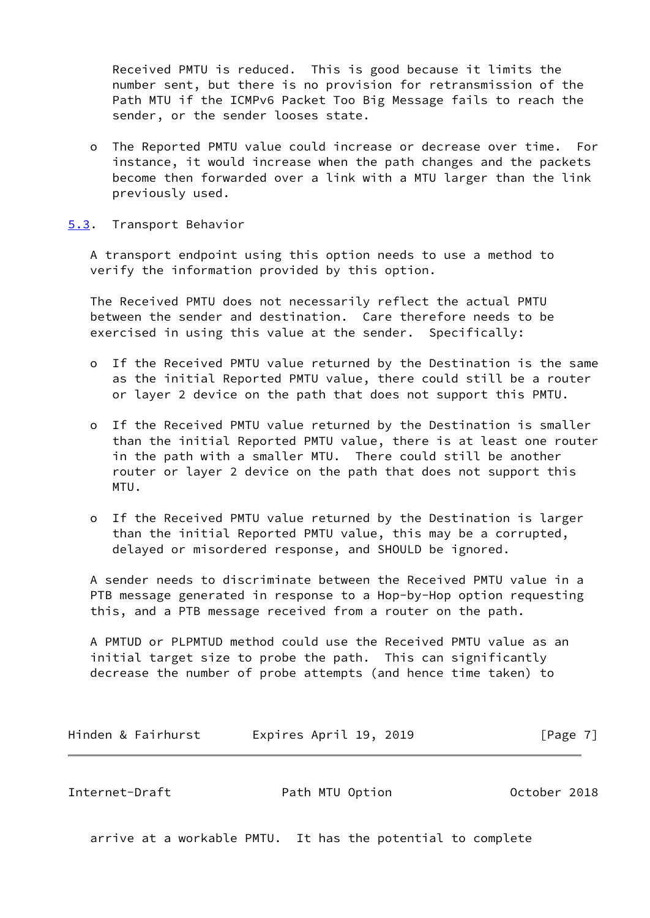Received PMTU is reduced. This is good because it limits the number sent, but there is no provision for retransmission of the Path MTU if the ICMPv6 Packet Too Big Message fails to reach the sender, or the sender looses state.

- The Reported PMTU value could increase or decrease over time. For instance, it would increase when the path changes and the packets become then forwarded over a link with a MTU larger than the link previously used.

### 5.3. Transport Behavior

A transport endpoint using this option needs to use a method to verify the information provided by this option.

The Received PMTU does not necessarily reflect the actual PMTU between the sender and destination. Care therefore needs to be exercised in using this value at the sender. Specifically:

- If the Received PMTU value returned by the Destination is the same as the initial Reported PMTU value, there could still be a router or layer 2 device on the path that does not support this PMTU.

- If the Received PMTU value returned by the Destination is smaller than the initial Reported PMTU value, there is at least one router in the path with a smaller MTU. There could still be another router or layer 2 device on the path that does not support this MTU.

- If the Received PMTU value returned by the Destination is larger than the initial Reported PMTU value, this may be a corrupted, delayed or misordered response, and SHOULD be ignored.

A sender needs to discriminate between the Received PMTU value in a PTB message generated in response to a Hop-by-Hop option requesting this, and a PTB message received from a router on the path.

A PMTUD or PLPMTUD method could use the Received PMTU value as an initial target size to probe the path. This can significantly decrease the number of probe attempts (and hence time taken) to arrive at a workable PMTU. It has the potential to complete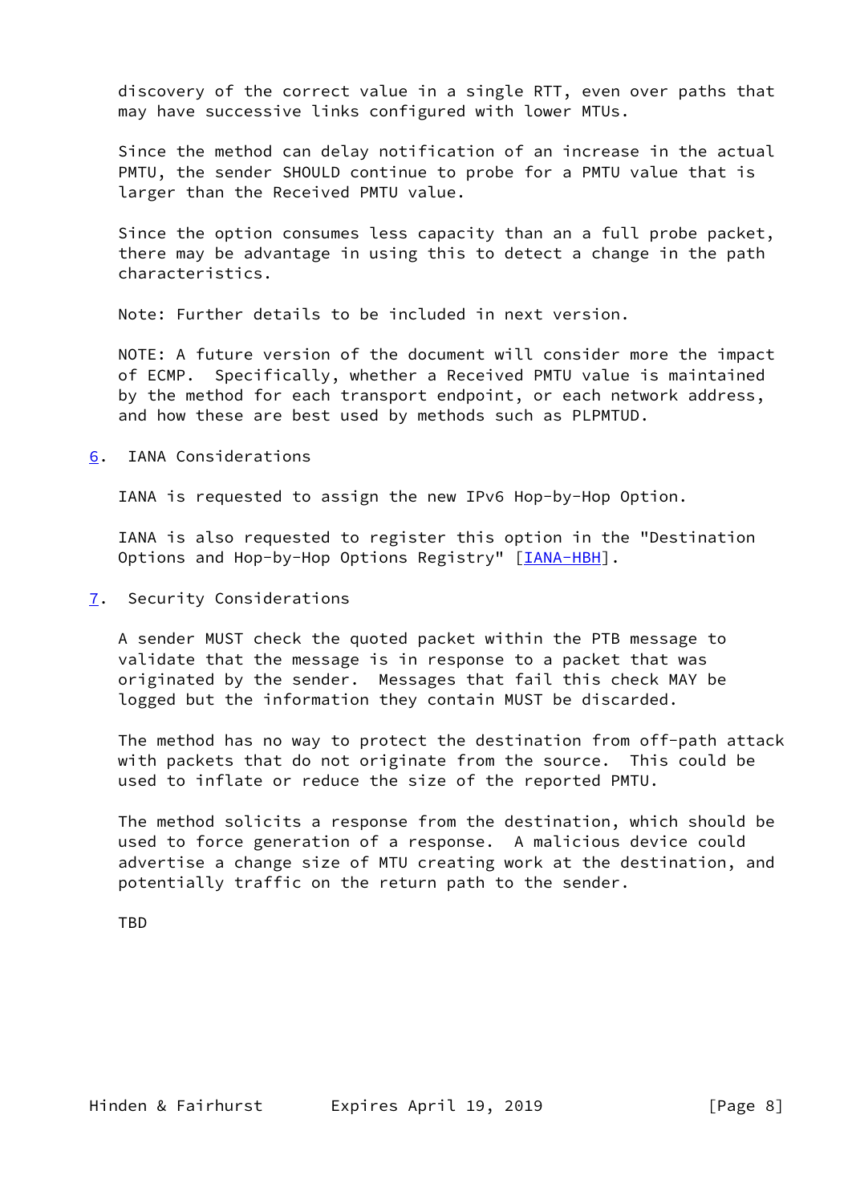discovery of the correct value in a single RTT, even over paths that may have successive links configured with lower MTUs.

Since the method can delay notification of an increase in the actual PMTU, the sender SHOULD continue to probe for a PMTU value that is larger than the Received PMTU value.

Since the option consumes less capacity than an a full probe packet, there may be advantage in using this to detect a change in the path characteristics.

Note: Further details to be included in next version.

NOTE: A future version of the document will consider more the impact of ECMP. Specifically, whether a Received PMTU value is maintained by the method for each transport endpoint, or each network address, and how these are best used by methods such as PLPMTUD.

## 6. IANA Considerations

IANA is requested to assign the new IPv6 Hop-by-Hop Option.

IANA is also requested to register this option in the "Destination Options and Hop-by-Hop Options Registry" [IANA-HBH].

## 7. Security Considerations

A sender MUST check the quoted packet within the PTB message to validate that the message is in response to a packet that was originated by the sender. Messages that fail this check MAY be logged but the information they contain MUST be discarded.

The method has no way to protect the destination from off-path attack with packets that do not originate from the source. This could be used to inflate or reduce the size of the reported PMTU.

The method solicits a response from the destination, which should be used to force generation of a response. A malicious device could advertise a change size of MTU creating work at the destination, and potentially traffic on the return path to the sender.

TBD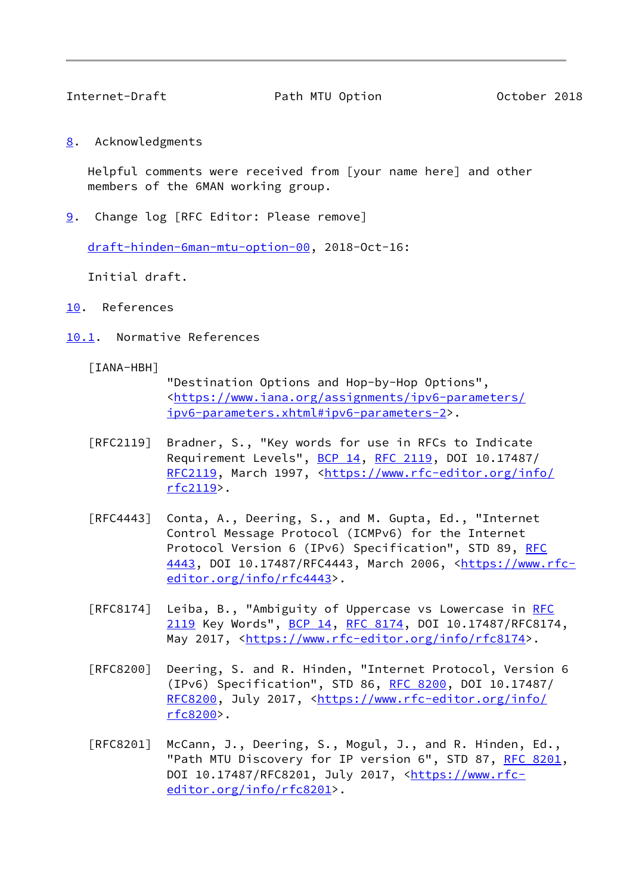## 8. Acknowledgments

Helpful comments were received from [your name here] and other members of the 6MAN working group.

## 9. Change log [RFC Editor: Please remove]

draft-hinden-6man-mtu-option-00, 2018-Oct-16:

Initial draft.

## 10. References

### 10.1. Normative References

[IANA-HBH]
"Destination Options and Hop-by-Hop Options", <https://www.iana.org/assignments/ipv6-parameters/ipv6-parameters.xhtml#ipv6-parameters-2>.

[RFC2119] Bradner, S., "Key words for use in RFCs to Indicate Requirement Levels", BCP 14, RFC 2119, DOI 10.17487/RFC2119, March 1997, <https://www.rfc-editor.org/info/rfc2119>.

[RFC4443] Conta, A., Deering, S., and M. Gupta, Ed., "Internet Control Message Protocol (ICMPv6) for the Internet Protocol Version 6 (IPv6) Specification", STD 89, RFC 4443, DOI 10.17487/RFC4443, March 2006, <https://www.rfc-editor.org/info/rfc4443>.

[RFC8174] Leiba, B., "Ambiguity of Uppercase vs Lowercase in RFC 2119 Key Words", BCP 14, RFC 8174, DOI 10.17487/RFC8174, May 2017, <https://www.rfc-editor.org/info/rfc8174>.

[RFC8200] Deering, S. and R. Hinden, "Internet Protocol, Version 6 (IPv6) Specification", STD 86, RFC 8200, DOI 10.17487/RFC8200, July 2017, <https://www.rfc-editor.org/info/rfc8200>.

[RFC8201] McCann, J., Deering, S., Mogul, J., and R. Hinden, Ed., "Path MTU Discovery for IP version 6", STD 87, RFC 8201, DOI 10.17487/RFC8201, July 2017, <https://www.rfc-editor.org/info/rfc8201>.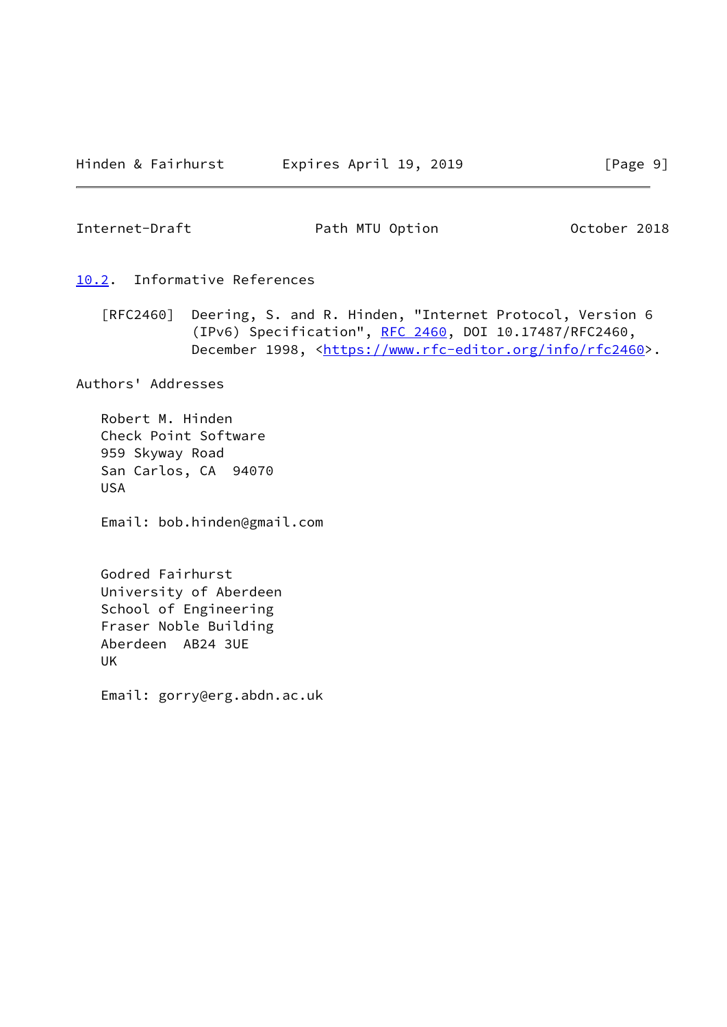### 10.2. Informative References

[RFC2460] Deering, S. and R. Hinden, "Internet Protocol, Version 6 (IPv6) Specification", RFC 2460, DOI 10.17487/RFC2460, December 1998, <https://www.rfc-editor.org/info/rfc2460>.

## Authors' Addresses

Robert M. Hinden
Check Point Software
959 Skyway Road
San Carlos, CA 94070
USA

Email: bob.hinden@gmail.com

Godred Fairhurst
University of Aberdeen
School of Engineering
Fraser Noble Building
Aberdeen AB24 3UE
UK

Email: gorry@erg.abdn.ac.uk